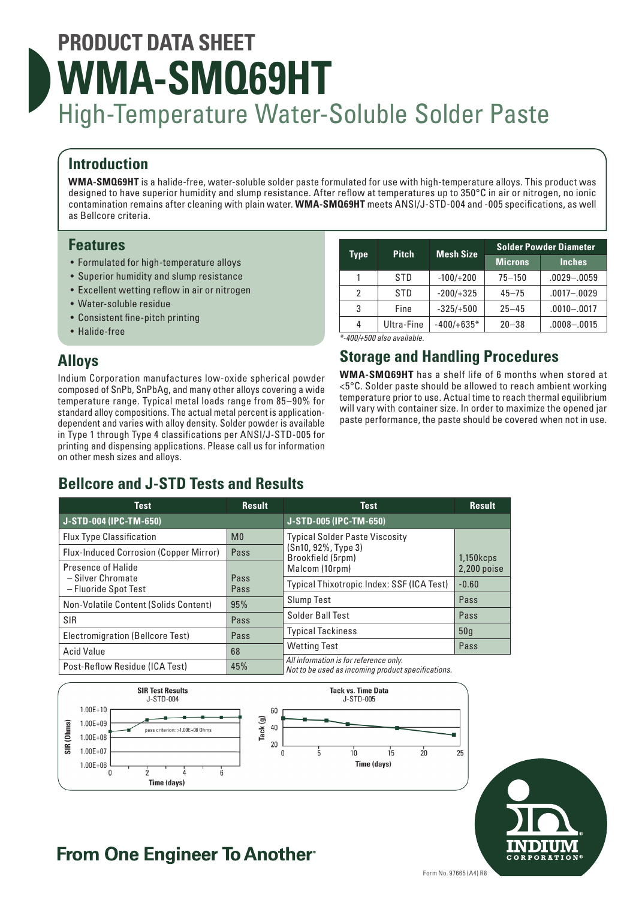# PRODUCT DATA SHEET

# WMA-SMQ69HT

## High-Temperature Water-Soluble Solder Paste

## Introduction

**WMA-SMQ69HT** is a halide-free, water-soluble solder paste formulated for use with high-temperature alloys. This product was designed to have superior humidity and slump resistance. After reflow at temperatures up to 350°C in air or nitrogen, no ionic contamination remains after cleaning with plain water. **WMA-SMQ69HT** meets ANSI/J-STD-004 and -005 specifications, as well as Bellcore criteria.

## Features

- Formulated for high-temperature alloys
- Superior humidity and slump resistance
- Excellent wetting reflow in air or nitrogen
- Water-soluble residue
- Consistent fine-pitch printing
- Halide-free

## Alloys

Indium Corporation manufactures low-oxide spherical powder composed of SnPb, SnPbAg, and many other alloys covering a wide temperature range. Typical metal loads range from 85–90% for standard alloy compositions. The actual metal percent is application-dependent and varies with alloy density. Solder powder is available in Type 1 through Type 4 classifications per ANSI/J-STD-005 for printing and dispensing applications. Please call us for information on other mesh sizes and alloys.

| Type | Pitch | Mesh Size | Solder Powder Diameter | |
|---|---|---|---|---|
| | | | Microns | Inches |
| 1 | STD | -100/+200 | 75–150 | .0029–.0059 |
| 2 | STD | -200/+325 | 45–75 | .0017–.0029 |
| 3 | Fine | -325/+500 | 25–45 | .0010–.0017 |
| 4 | Ultra-Fine | -400/+635* | 20–38 | .0008–.0015 |

*-400/+500 also available.

## Storage and Handling Procedures

**WMA-SMQ69HT** has a shelf life of 6 months when stored at <5°C. Solder paste should be allowed to reach ambient working temperature prior to use. Actual time to reach thermal equilibrium will vary with container size. In order to maximize the opened jar paste performance, the paste should be covered when not in use.

## Bellcore and J-STD Tests and Results

| Test | Result |
|---|---|
| **J-STD-004 (IPC-TM-650)** | |
| Flux Type Classification | M0 |
| Flux-Induced Corrosion (Copper Mirror) | Pass |
| Presence of Halide – Silver Chromate – Fluoride Spot Test | Pass Pass |
| Non-Volatile Content (Solids Content) | 95% |
| SIR | Pass |
| Electromigration (Bellcore Test) | Pass |
| Acid Value | 68 |
| Post-Reflow Residue (ICA Test) | 45% |

| Test | Result |
|---|---|
| **J-STD-005 (IPC-TM-650)** | |
| Typical Solder Paste Viscosity (Sn10, 92%, Type 3) Brookfield (5rpm) Malcom (10rpm) | 1,150kcps 2,200 poise |
| Typical Thixotropic Index: SSF (ICA Test) | -0.60 |
| Slump Test | Pass |
| Solder Ball Test | Pass |
| Typical Tackiness | 50g |
| Wetting Test | Pass |

*All information is for reference only. Not to be used as incoming product specifications.*

**SIR Test Results** J-STD-004

**Tack vs. Time Data** J-STD-005

## From One Engineer To Another®

Form No. 97665 (A4) R8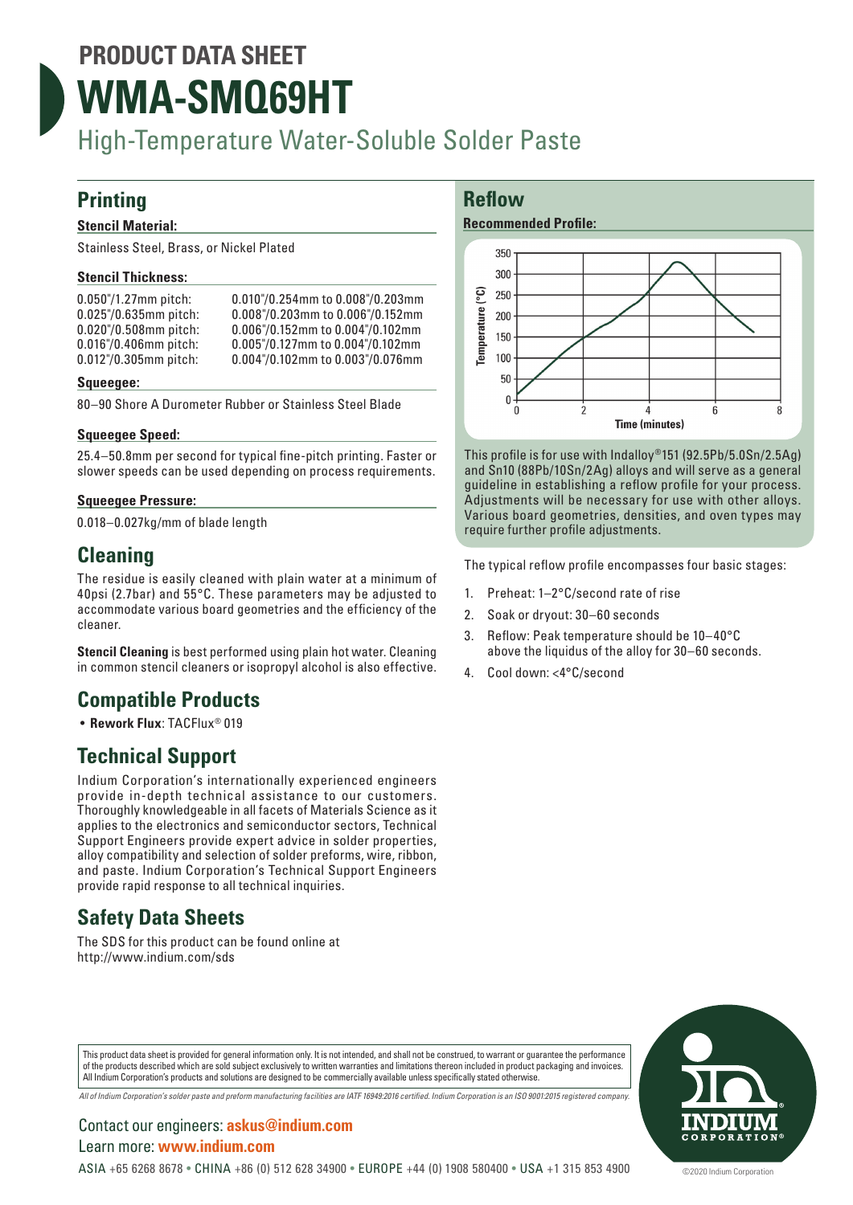# PRODUCT DATA SHEET

# WMA-SMQ69HT

High-Temperature Water-Soluble Solder Paste

## Printing

### Stencil Material:

Stainless Steel, Brass, or Nickel Plated

### Stencil Thickness:

| | |
|---|---|
| 0.050"/1.27mm pitch: | 0.010"/0.254mm to 0.008"/0.203mm |
| 0.025"/0.635mm pitch: | 0.008"/0.203mm to 0.006"/0.152mm |
| 0.020"/0.508mm pitch: | 0.006"/0.152mm to 0.004"/0.102mm |
| 0.016"/0.406mm pitch: | 0.005"/0.127mm to 0.004"/0.102mm |
| 0.012"/0.305mm pitch: | 0.004"/0.102mm to 0.003"/0.076mm |

### Squeegee:

80–90 Shore A Durometer Rubber or Stainless Steel Blade

### Squeegee Speed:

25.4–50.8mm per second for typical fine-pitch printing. Faster or slower speeds can be used depending on process requirements.

### Squeegee Pressure:

0.018–0.027kg/mm of blade length

## Cleaning

The residue is easily cleaned with plain water at a minimum of 40psi (2.7bar) and 55°C. These parameters may be adjusted to accommodate various board geometries and the efficiency of the cleaner.

**Stencil Cleaning** is best performed using plain hot water. Cleaning in common stencil cleaners or isopropyl alcohol is also effective.

## Compatible Products

- **Rework Flux**: TACFlux® 019

## Technical Support

Indium Corporation's internationally experienced engineers provide in-depth technical assistance to our customers. Thoroughly knowledgeable in all facets of Materials Science as it applies to the electronics and semiconductor sectors, Technical Support Engineers provide expert advice in solder properties, alloy compatibility and selection of solder preforms, wire, ribbon, and paste. Indium Corporation's Technical Support Engineers provide rapid response to all technical inquiries.

## Safety Data Sheets

The SDS for this product can be found online at http://www.indium.com/sds

## Reflow

### Recommended Profile:

Temperature (°C)
350
300
250
200
150
100
50
0
0
2
4
6
8
Time (minutes)

This profile is for use with Indalloy®151 (92.5Pb/5.0Sn/2.5Ag) and Sn10 (88Pb/10Sn/2Ag) alloys and will serve as a general guideline in establishing a reflow profile for your process. Adjustments will be necessary for use with other alloys. Various board geometries, densities, and oven types may require further profile adjustments.

The typical reflow profile encompasses four basic stages:

1. Preheat: 1–2°C/second rate of rise
2. Soak or dryout: 30–60 seconds
3. Reflow: Peak temperature should be 10–40°C above the liquidus of the alloy for 30–60 seconds.
4. Cool down: <4°C/second

This product data sheet is provided for general information only. It is not intended, and shall not be construed, to warrant or guarantee the performance of the products described which are sold subject exclusively to written warranties and limitations thereon included in product packaging and invoices. All Indium Corporation's products and solutions are designed to be commercially available unless specifically stated otherwise.

*All of Indium Corporation's solder paste and preform manufacturing facilities are IATF 16949:2016 certified. Indium Corporation is an ISO 9001:2015 registered company.*

Contact our engineers: **askus@indium.com**
Learn more: **www.indium.com**

ASIA +65 6268 8678 • CHINA +86 (0) 512 628 34900 • EUROPE +44 (0) 1908 580400 • USA +1 315 853 4900

©2020 Indium Corporation